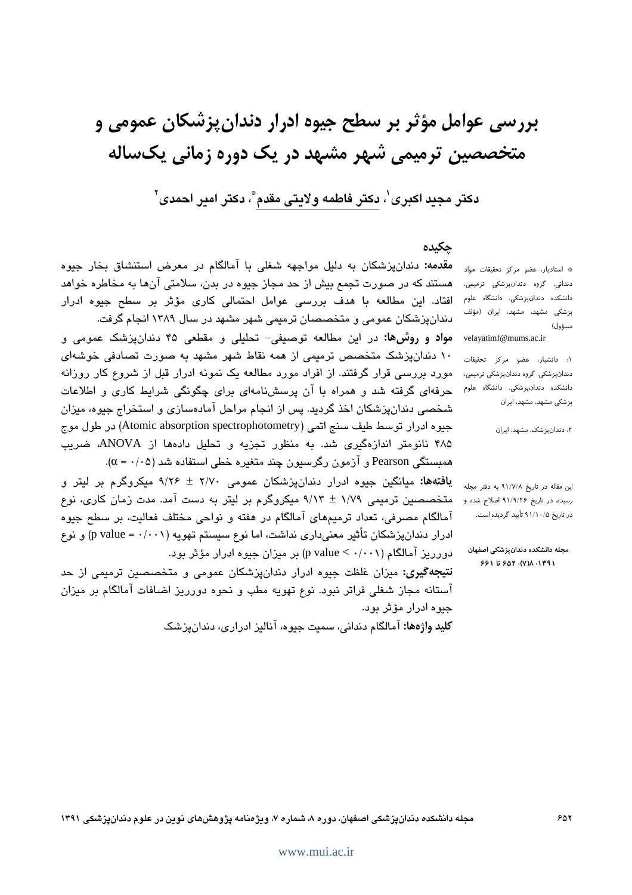# بررسی عوامل مؤثر بر سطح جیوه ادرار دندان‌پزشکان عمومی و متخصصین ترمیمی شهر مشهد در یک دوره زمانی یک‌ساله

**دکتر مجید اکبری[1]، دکتر فاطمه ولایتی مقدم*، دکتر امیر احمدی[2]**

## چکیده

**مقدمه:** دندان‌پزشکان به دلیل مواجهه شغلی با آمالگام در معرض استنشاق بخار جیوه هستند که در صورت تجمع بیش از حد مجاز جیوه در بدن، سلامتی آن‌ها به مخاطره خواهد افتاد. این مطالعه با هدف بررسی عوامل احتمالی کاری مؤثر بر سطح جیوه ادرار دندان‌پزشکان عمومی و متخصصان ترمیمی شهر مشهد در سال ۱۳۸۹ انجام گرفت.

**مواد و روش‌ها:** در این مطالعه توصیفی- تحلیلی و مقطعی ۴۵ دندان‌پزشک عمومی و ۱۰ دندان‌پزشک متخصص ترمیمی از همه نقاط شهر مشهد به صورت تصادفی خوشه‌ای مورد بررسی قرار گرفتند. از افراد مورد مطالعه یک نمونه ادرار قبل از شروع کار روزانه حرفه‌ای گرفته شد و همراه با آن پرسش‌نامه‌ای برای چگونگی شرایط کاری و اطلاعات شخصی دندان‌پزشکان اخذ گردید. پس از انجام مراحل آماده‌سازی و استخراج جیوه، میزان جیوه ادرار توسط طیف سنج اتمی (Atomic absorption spectrophotometry) در طول موج ۴۸۵ نانومتر اندازه‌گیری شد. به منظور تجزیه و تحلیل داده‌ها از ANOVA، ضریب همبستگی Pearson و آزمون رگرسیون چند متغیره خطی استفاده شد ($\alpha = ۰/۰۵$).

**یافته‌ها:** میانگین جیوه ادرار دندان‌پزشکان عمومی ۲/۷۰ ± ۹/۲۶ میکروگرم بر لیتر و متخصصین ترمیمی ۱/۷۹ ± ۹/۱۳ میکروگرم بر لیتر به دست آمد. مدت زمان کاری، نوع آمالگام مصرفی، تعداد ترمیم‌های آمالگام در هفته و نواحی مختلف فعالیت، بر سطح جیوه ادرار دندان‌پزشکان تأثیر معنی‌داری نداشت، اما نوع سیستم تهویه (p value = ۰/۰۰۱) و نوع دورریز آمالگام (p value < ۰/۰۰۱) بر میزان جیوه ادرار مؤثر بود.

**نتیجه‌گیری:** میزان غلظت جیوه ادرار دندان‌پزشکان عمومی و متخصصین ترمیمی از حد آستانه مجاز شغلی فراتر نبود. نوع تهویه مطب و نحوه دورریز اضافات آمالگام بر میزان جیوه ادرار مؤثر بود.

**کلید واژه‌ها:** آمالگام دندانی، سمیت جیوه، آنالیز ادراری، دندان‌پزشک

---

* استادیار، عضو مرکز تحقیقات مواد دندانی، گروه دندان‌پزشکی ترمیمی، دانشکده دندان‌پزشکی، دانشگاه علوم پزشکی مشهد، مشهد، ایران (مؤلف مسؤول)
velayatimf@mums.ac.ir

۱: دانشیار، عضو مرکز تحقیقات دندان‌پزشکی، گروه دندان‌پزشکی ترمیمی، دانشکده دندان‌پزشکی، دانشگاه علوم پزشکی مشهد، مشهد، ایران

۲: دندان‌پزشک، مشهد، ایران

این مقاله در تاریخ ۹۱/۷/۸ به دفتر مجله رسیده، در تاریخ ۹۱/۹/۲۶ اصلاح شده و در تاریخ ۹۱/۱۰/۵ تأیید گردیده است.

مجله دانشکده دندانپزشکی اصفهان
۱۳۹۱؛ ۸(۷): ۶۵۲ تا ۶۶۱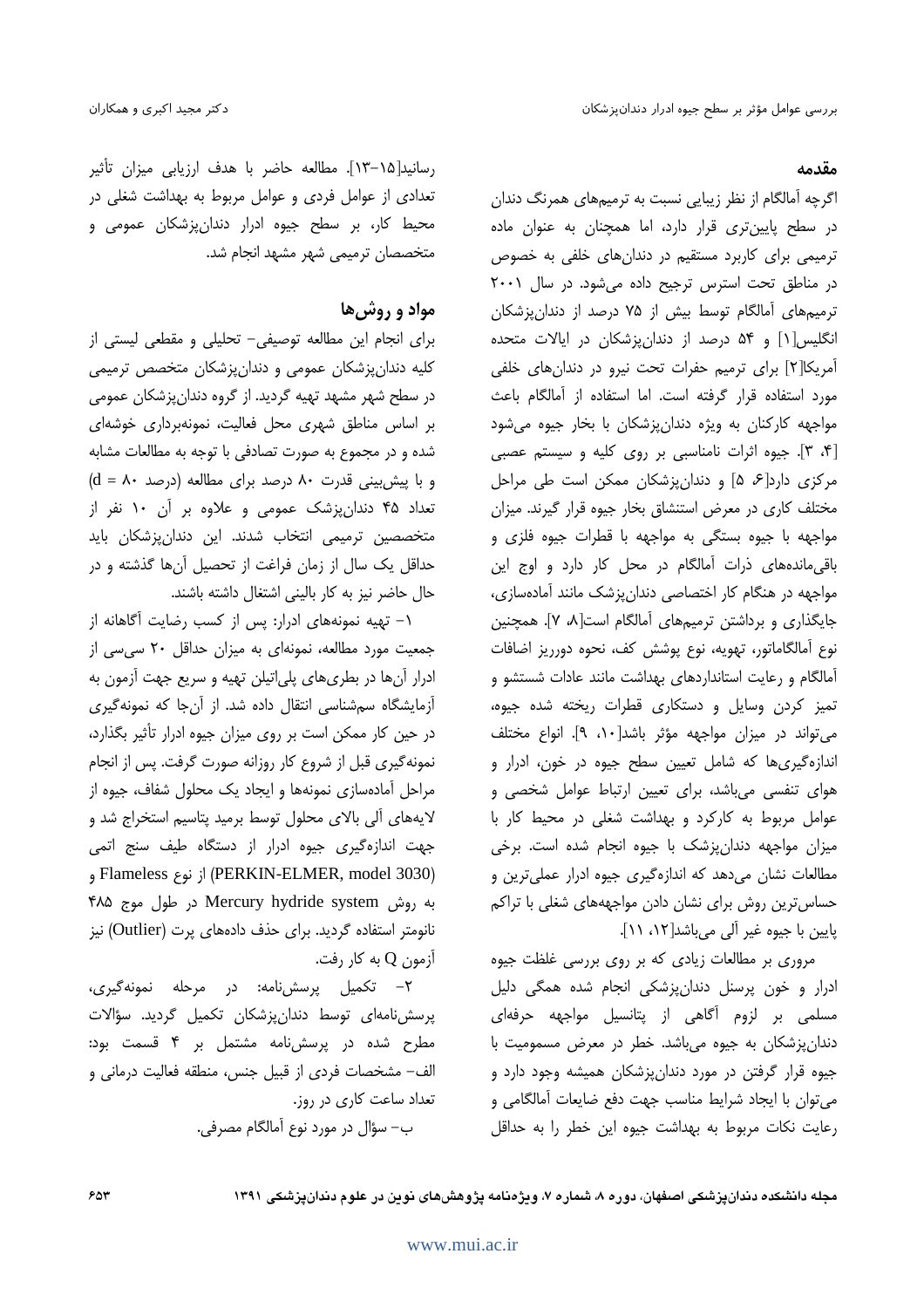## مقدمه

اگرچه آمالگام از نظر زیبایی نسبت به ترمیم‌های همرنگ دندان در سطح پایین‌تری قرار دارد، اما همچنان به عنوان ماده ترمیمی برای کاربرد مستقیم در دندان‌های خلفی به خصوص در مناطق تحت استرس ترجیح داده می‌شود. در سال ۲۰۰۱ ترمیم‌های آمالگام توسط بیش از ۷۵ درصد از دندان‌پزشکان انگلیس[۱] و ۵۴ درصد از دندان‌پزشکان در ایالات متحده آمریکا[۲] برای ترمیم حفرات تحت نیرو در دندان‌های خلفی مورد استفاده قرار گرفته است. اما استفاده از آمالگام باعث مواجهه کارکنان به ویژه دندان‌پزشکان با بخار جیوه می‌شود [۴، ۳]. جیوه اثرات نامناسبی بر روی کلیه و سیستم عصبی مرکزی دارد[۶، ۵] و دندان‌پزشکان ممکن است طی مراحل مختلف کاری در معرض استنشاق بخار جیوه قرار گیرند. میزان مواجهه با جیوه بستگی به مواجهه با قطرات جیوه فلزی و باقی‌مانده‌های ذرات آمالگام در محل کار دارد و اوج این مواجهه در هنگام کار اختصاصی دندان‌پزشک مانند آماده‌سازی، جایگذاری و برداشتن ترمیم‌های آمالگام است[۸، ۷]. همچنین نوع آمالگاماتور، تهویه، نوع پوشش کف، نحوه دورریز اضافات آمالگام و رعایت استانداردهای بهداشت مانند عادات شستشو و تمیز کردن وسایل و دستکاری قطرات ریخته شده جیوه، می‌تواند در میزان مواجهه مؤثر باشد[۱۰، ۹]. انواع مختلف اندازه‌گیری‌ها که شامل تعیین سطح جیوه در خون، ادرار و هوای تنفسی می‌باشد، برای تعیین ارتباط عوامل شخصی و عوامل مربوط به کارکرد و بهداشت شغلی در محیط کار با میزان مواجهه دندان‌پزشک با جیوه انجام شده است. برخی مطالعات نشان می‌دهد که اندازه‌گیری جیوه ادرار عملی‌ترین و حساس‌ترین روش برای نشان دادن مواجهه‌های شغلی با تراکم پایین با جیوه غیر آلی می‌باشد[۱۲، ۱۱].

مروری بر مطالعات زیادی که بر روی بررسی غلظت جیوه ادرار و خون پرسنل دندان‌پزشکی انجام شده همگی دلیل مسلمی بر لزوم آگاهی از پتانسیل مواجهه حرفه‌ای دندان‌پزشکان به جیوه می‌باشد. خطر در معرض مسمومیت با جیوه قرار گرفتن در مورد دندان‌پزشکان همیشه وجود دارد و می‌توان با ایجاد شرایط مناسب جهت دفع ضایعات آمالگامی و رعایت نکات مربوط به بهداشت جیوه این خطر را به حداقل رسانید[۱۵-۱۳]. مطالعه حاضر با هدف ارزیابی میزان تأثیر تعدادی از عوامل فردی و عوامل مربوط به بهداشت شغلی در محیط کار، بر سطح جیوه ادرار دندان‌پزشکان عمومی و متخصصان ترمیمی شهر مشهد انجام شد.

## مواد و روش‌ها

برای انجام این مطالعه توصیفی- تحلیلی و مقطعی لیستی از کلیه دندان‌پزشکان عمومی و دندان‌پزشکان متخصص ترمیمی در سطح شهر مشهد تهیه گردید. از گروه دندان‌پزشکان عمومی بر اساس مناطق شهری محل فعالیت، نمونه‌برداری خوشه‌ای شده و در مجموع به صورت تصادفی با توجه به مطالعات مشابه و با پیش‌بینی قدرت ۸۰ درصد برای مطالعه (درصد ۸۰ = d) تعداد ۴۵ دندان‌پزشک عمومی و علاوه بر آن ۱۰ نفر از متخصصین ترمیمی انتخاب شدند. این دندان‌پزشکان باید حداقل یک سال از زمان فراغت از تحصیل آن‌ها گذشته و در حال حاضر نیز به کار بالینی اشتغال داشته باشند.

۱- تهیه نمونه‌های ادرار: پس از کسب رضایت آگاهانه از جمعیت مورد مطالعه، نمونه‌ای به میزان حداقل ۲۰ سی‌سی از ادرار آن‌ها در بطری‌های پلی‌اتیلن تهیه و سریع جهت آزمون به آزمایشگاه سم‌شناسی انتقال داده شد. از آن‌جا که نمونه‌گیری در حین کار ممکن است بر روی میزان جیوه ادرار تأثیر بگذارد، نمونه‌گیری قبل از شروع کار روزانه صورت گرفت. پس از انجام مراحل آماده‌سازی نمونه‌ها و ایجاد یک محلول شفاف، جیوه از لایه‌های آلی بالای محلول توسط برمید پتاسیم استخراج شد و جهت اندازه‌گیری جیوه ادرار از دستگاه طیف سنج اتمی (PERKIN-ELMER, model 3030) از نوع Flameless و به روش Mercury hydride system در طول موج ۴۸۵ نانومتر استفاده گردید. برای حذف داده‌های پرت (Outlier) نیز آزمون Q به کار رفت.

۲- تکمیل پرسش‌نامه: در مرحله نمونه‌گیری، پرسش‌نامه‌ای توسط دندان‌پزشکان تکمیل گردید. سؤالات مطرح شده در پرسش‌نامه مشتمل بر ۴ قسمت بود:

الف- مشخصات فردی از قبیل جنس، منطقه فعالیت درمانی و تعداد ساعت کاری در روز.

ب- سؤال در مورد نوع آمالگام مصرفی.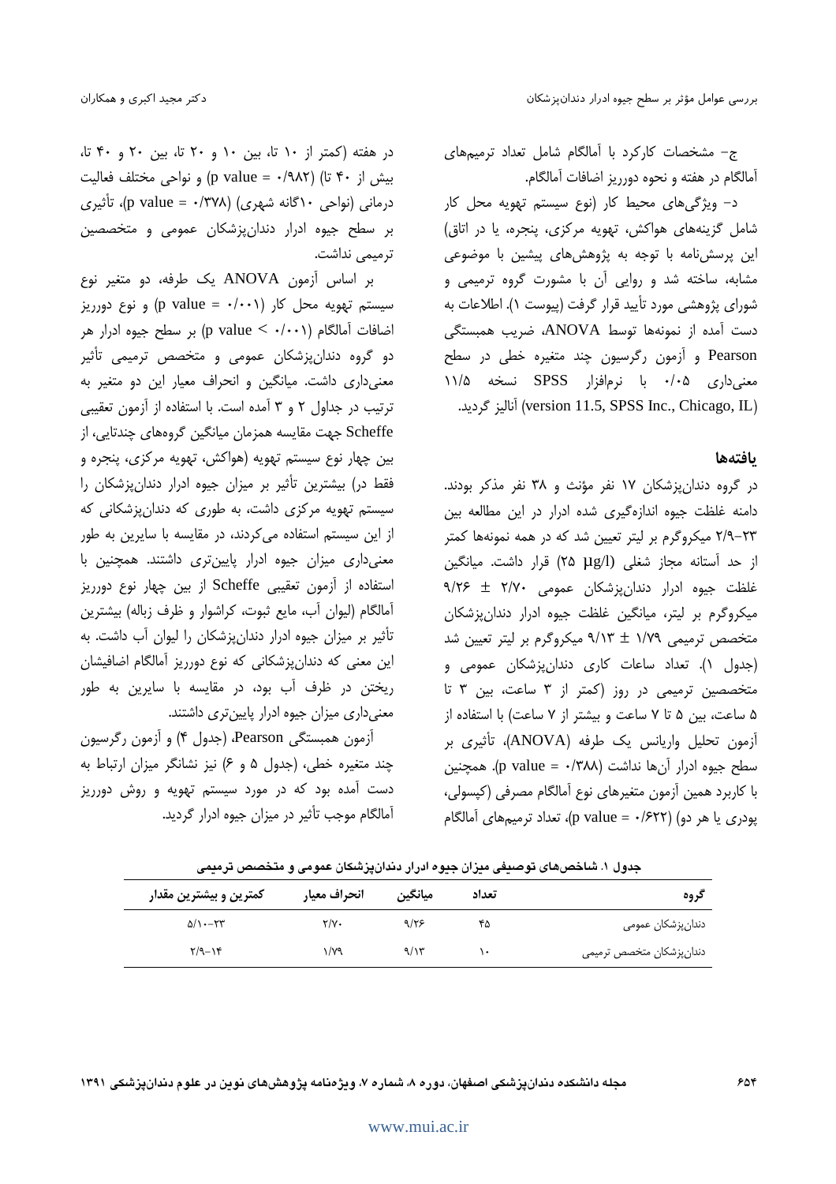ج- مشخصات کارکرد با آمالگام شامل تعداد ترمیم‌های آمالگام در هفته و نحوه دورریز اضافات آمالگام.

د- ویژگی‌های محیط کار (نوع سیستم تهویه محل کار شامل گزینه‌های هواکش، تهویه مرکزی، پنجره، یا در اتاق) این پرسش‌نامه با توجه به پژوهش‌های پیشین با موضوعی مشابه، ساخته شد و روایی آن با مشورت گروه ترمیمی و شورای پژوهشی مورد تأیید قرار گرفت (پیوست ۱). اطلاعات به دست آمده از نمونه‌ها توسط ANOVA، ضریب همبستگی Pearson و آزمون رگرسیون چند متغیره خطی در سطح معنی‌داری ۰/۰۵ با نرم‌افزار SPSS نسخه ۱۱/۵ (version 11.5, SPSS Inc., Chicago, IL) آنالیز گردید.

## یافته‌ها

در گروه دندان‌پزشکان ۱۷ نفر مؤنث و ۳۸ نفر مذکر بودند. دامنه غلظت جیوه اندازه‌گیری شده ادرار در این مطالعه بین ۲۳-۲/۹ میکروگرم بر لیتر تعیین شد که در همه نمونه‌ها کمتر از حد آستانه مجاز شغلی (۲۵ µg/l) قرار داشت. میانگین غلظت جیوه ادرار دندان‌پزشکان عمومی ۲/۷۰ ± ۹/۲۶ میکروگرم بر لیتر، میانگین غلظت جیوه ادرار دندان‌پزشکان متخصص ترمیمی ۱/۷۹ ± ۹/۱۳ میکروگرم بر لیتر تعیین شد (جدول ۱). تعداد ساعات کاری دندان‌پزشکان عمومی و متخصصین ترمیمی در روز (کمتر از ۳ ساعت، بین ۳ تا ۵ ساعت، بین ۵ تا ۷ ساعت و بیشتر از ۷ ساعت) با استفاده از آزمون تحلیل واریانس یک طرفه (ANOVA)، تأثیری بر سطح جیوه ادرار آن‌ها نداشت (p value = ۰/۳۸۸). همچنین با کاربرد همین آزمون متغیرهای نوع آمالگام مصرفی (کپسولی، پودری یا هر دو) (p value = ۰/۶۲۲)، تعداد ترمیم‌های آمالگام در هفته (کمتر از ۱۰ تا، بین ۱۰ و ۲۰ تا، بین ۲۰ و ۴۰ تا، بیش از ۴۰ تا) (p value = ۰/۹۸۲) و نواحی مختلف فعالیت درمانی (نواحی ۱۰گانه شهری) (p value = ۰/۳۷۸)، تأثیری بر سطح جیوه ادرار دندان‌پزشکان عمومی و متخصصین ترمیمی نداشت.

بر اساس آزمون ANOVA یک طرفه، دو متغیر نوع سیستم تهویه محل کار (p value = ۰/۰۰۱) و نوع دورریز اضافات آمالگام (p value < ۰/۰۰۱) بر سطح جیوه ادرار هر دو گروه دندان‌پزشکان عمومی و متخصص ترمیمی تأثیر معنی‌داری داشت. میانگین و انحراف معیار این دو متغیر به ترتیب در جداول ۲ و ۳ آمده است. با استفاده از آزمون تعقیبی Scheffe جهت مقایسه همزمان میانگین گروه‌های چندتایی، از بین چهار نوع سیستم تهویه (هواکش، تهویه مرکزی، پنجره و فقط در) بیشترین تأثیر بر میزان جیوه ادرار دندان‌پزشکان را سیستم تهویه مرکزی داشت، به طوری که دندان‌پزشکانی که از این سیستم استفاده می‌کردند، در مقایسه با سایرین به طور معنی‌داری میزان جیوه ادرار پایین‌تری داشتند. همچنین با استفاده از آزمون تعقیبی Scheffe از بین چهار نوع دورریز آمالگام (لیوان آب، مایع ثبوت، کراشوار و ظرف زباله) بیشترین تأثیر بر میزان جیوه ادرار دندان‌پزشکان را لیوان آب داشت. به این معنی که دندان‌پزشکانی که نوع دورریز آمالگام اضافیشان ریختن در ظرف آب بود، در مقایسه با سایرین به طور معنی‌داری میزان جیوه ادرار پایین‌تری داشتند.

آزمون همبستگی Pearson (جدول ۴) و آزمون رگرسیون چند متغیره خطی، (جدول ۵ و ۶) نیز نشانگر میزان ارتباط به دست آمده بود که در مورد سیستم تهویه و روش دورریز آمالگام موجب تأثیر در میزان جیوه ادرار گردید.

**جدول ۱. شاخص‌های توصیفی میزان جیوه ادرار دندان‌پزشکان عمومی و متخصص ترمیمی**

| گروه | تعداد | میانگین | انحراف معیار | کمترین و بیشترین مقدار |
|---|---|---|---|---|
| دندان‌پزشکان عمومی | ۴۵ | ۹/۲۶ | ۲/۷۰ | ۲۳-۵/۱۰ |
| دندان‌پزشکان متخصص ترمیمی | ۱۰ | ۹/۱۳ | ۱/۷۹ | ۱۴-۲/۹ |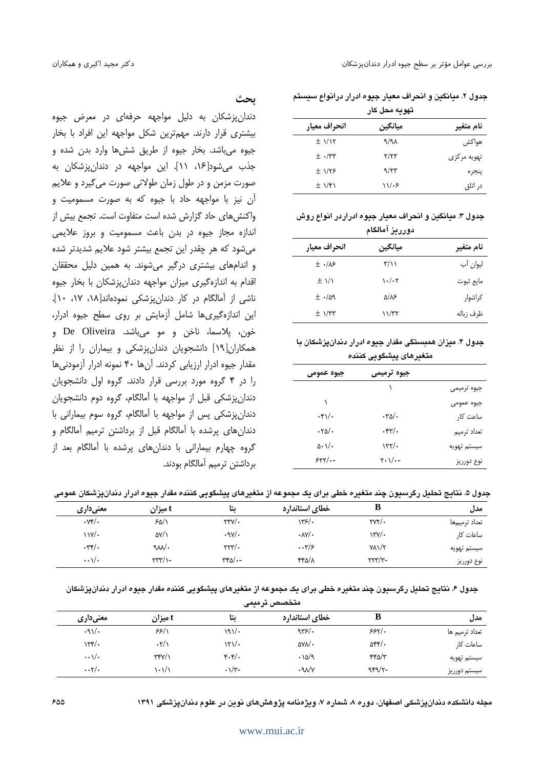جدول ۲. میانگین و انحراف معیار جیوه ادرار درانواع سیستم تهویه محل کار

| نام متغیر | میانگین | انحراف معیار |
|---|---|---|
| هواکش | ۹/۹۸ | ± ۱/۱۲ |
| تهویه مرکزی | ۲/۲۳ | ± ۰/۳۳ |
| پنجره | ۹/۲۳ | ± ۱/۲۶ |
| در اتاق | ۱۱/۰۶ | ± ۱/۴۱ |

جدول ۳. میانگین و انحراف معیار جیوه ادراردر انواع روش دورریز آمالگام

| نام متغیر | میانگین | انحراف معیار |
|---|---|---|
| لیوان آب | ۳/۱۱ | ± ۰/۸۶ |
| مایع ثبوت | ۱۰/۰۲ | ± ۱/۱ |
| کراشوار | ۵/۸۶ | ± ۰/۵۹ |
| ظرف زباله | ۱۱/۳۲ | ± ۱/۳۳ |

جدول ۴. میزان همبستگی مقدار جیوه ادرار دندانپزشکان با متغیرهای پیشگویی کننده

| | جیوه ترمیمی | جیوه عمومی |
|---|---|---|
| جیوه ترمیمی | ۱ | |
| جیوه عمومی | | ۱ |
| ساعت کار | ۰۳۵/۰ | ۰۴۱/۰ |
| تعداد ترمیم | ۰۴۳/۰ | ۰۲۵/۰ |
| سیستم تهویه | ۱۲۲/۰ | ۵۰۱/۰ |
| نوع دورریز | ۲۰۱/۰- | ۶۲۲/۰- |

## بحث

دندانپزشکان به دلیل مواجهه حرفه‌ای در معرض جیوه بیشتری قرار دارند. مهم‌ترین شکل مواجهه این افراد با بخار جیوه می‌باشد. بخار جیوه از طریق شش‌ها وارد بدن شده و جذب می‌شود[۱۶، ۱۱]. این مواجهه در دندانپزشکان به صورت مزمن و در طول زمان طولانی صورت می‌گیرد و علایم آن نیز با مواجهه حاد با جیوه که به صورت مسمومیت و واکنش‌های حاد گزارش شده است متفاوت است. تجمع بیش از اندازه مجاز جیوه در بدن باعث مسمومیت و بروز علایمی می‌شود که هر چقدر این تجمع بیشتر شود علایم شدیدتر شده و اندام‌های بیشتری درگیر می‌شوند. به همین دلیل محققان اقدام به اندازه‌گیری میزان مواجهه دندانپزشکان با بخار جیوه ناشی از آمالگام در کار دندانپزشکی نموده‌اند[۱۸، ۱۷، ۱۰]. این اندازه‌گیری‌ها شامل آزمایش بر روی سطح جیوه ادرار، خون، پلاسما، ناخن و مو می‌باشد. De Oliveira و همکاران[۱۹] دانشجویان دندانپزشکی و بیماران را از نظر مقدار جیوه ادرار ارزیابی کردند. آن‌ها ۴۰ نمونه ادرار آزمودنی‌ها را در ۴ گروه مورد بررسی قرار دادند. گروه اول دانشجویان دندانپزشکی قبل از مواجهه با آمالگام، گروه دوم دانشجویان دندانپزشکی پس از مواجهه با آمالگام، گروه سوم بیمارانی با دندان‌های پرشده با آمالگام قبل از برداشتن ترمیم آمالگام و گروه چهارم بیمارانی با دندان‌های پرشده با آمالگام بعد از برداشتن ترمیم آمالگام بودند.

جدول ۵. نتایج تحلیل رگرسیون چند متغیره خطی برای یک مجموعه از متغیرهای پیشگویی کننده مقدار جیوه ادرار دندانپزشکان عمومی

| مدل | B | خطای استاندارد | بتا | t میزان | معنی‌داری |
|---|---|---|---|---|---|
| تعداد ترمیم‌ها | ۲۷۲/۰ | ۱۳۶/۰ | ۲۳۷/۰ | ۶۵/۱ | ۰۷۴/۰ |
| ساعات کار | ۱۳۷/۰ | ۰۸۷/۰ | ۰۹۷/۰ | ۵۷/۱ | ۱۱۷/۰ |
| سیستم تهویه | ۷۸۱/۲ | ۰۰۳/۶ | ۲۲۳/۰ | ۹۸۸/۰ | ۰۳۴/۰ |
| نوع دورریز | ۲۲۳/۳- | ۴۴۵/۸ | ۳۴۵/۰- | ۲۳۳/۱- | ۰۰۱/۰ |

جدول ۶. نتایج تحلیل رگرسیون چند متغیره خطی برای یک مجموعه از متغیرهای پیشگویی کننده مقدار جیوه ادرار دندانپزشکان متخصص ترمیمی

| مدل | B | خطای استاندارد | بتا | t میزان | معنی‌داری |
|---|---|---|---|---|---|
| تعداد ترمیم ها | ۶۶۲/۰ | ۹۳۶/۰ | ۱۹۱/۰ | ۶۶/۱ | ۰۹۱/۰ |
| ساعات کار | ۵۴۴/۰ | ۵۷۸/۰ | ۱۲۱/۰ | ۰۲/۱ | ۱۲۴/۰ |
| سیستم تهویه | ۴۴۵/۳ | ۰۱۵/۹ | ۴۰۴/۰ | ۳۴۷/۱ | ۰۰۱/۰ |
| سیستم دورریز | ۹۴۹/۲- | ۰۹۸/۷ | ۰۱/۳- | ۱۰۱/۱ | ۰۰۲/۰ |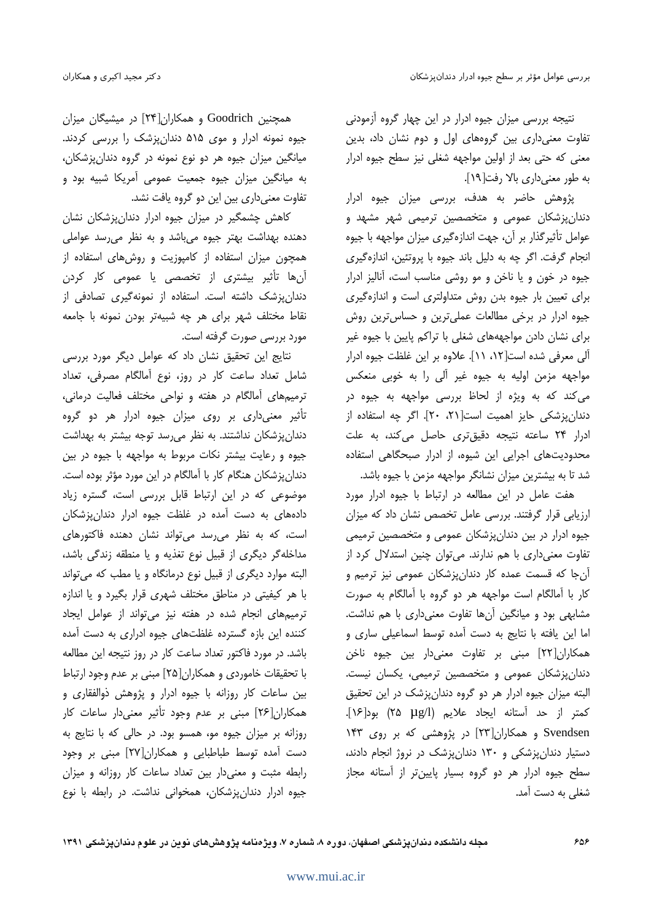نتیجه بررسی میزان جیوه ادرار در این چهار گروه آزمودنی تفاوت معنی‌داری بین گروه‌های اول و دوم نشان داد، بدین معنی که حتی بعد از اولین مواجهه شغلی نیز سطح جیوه ادرار به طور معنی‌داری بالا رفت[۱۹].

پژوهش حاضر به هدف، بررسی میزان جیوه ادرار دندان‌پزشکان عمومی و متخصصین ترمیمی شهر مشهد و عوامل تأثیرگذار بر آن، جهت اندازه‌گیری میزان مواجهه با جیوه انجام گرفت. اگر چه به دلیل باند جیوه با پروتئین، اندازه‌گیری جیوه در خون و یا ناخن و مو روشی مناسب است، آنالیز ادرار برای تعیین بار جیوه بدن روش متداولتری است و اندازه‌گیری جیوه ادرار در برخی مطالعات عملی‌ترین و حساس‌ترین روش برای نشان دادن مواجهه‌های شغلی با تراکم پایین با جیوه غیر آلی معرفی شده است[۱۲، ۱۱]. علاوه بر این غلظت جیوه ادرار مواجهه مزمن اولیه به جیوه غیر آلی را به خوبی منعکس می‌کند که به ویژه از لحاظ بررسی مواجهه به جیوه در دندان‌پزشکی حایز اهمیت است[۲۱، ۲۰]. اگر چه استفاده از ادرار ۲۴ ساعته نتیجه دقیق‌تری حاصل می‌کند، به علت محدودیت‌های اجرایی این شیوه، از ادرار صبحگاهی استفاده شد تا به بیشترین میزان نشانگر مواجهه مزمن با جیوه باشد.

هفت عامل در این مطالعه در ارتباط با جیوه ادرار مورد ارزیابی قرار گرفتند. بررسی عامل تخصص نشان داد که میزان جیوه ادرار در بین دندان‌پزشکان عمومی و متخصصین ترمیمی تفاوت معنی‌داری با هم ندارند. می‌توان چنین استدلال کرد از آن‌جا که قسمت عمده کار دندان‌پزشکان عمومی نیز ترمیم و کار با آمالگام است مواجهه هر دو گروه با آمالگام به صورت مشابهی بود و میانگین آن‌ها تفاوت معنی‌داری با هم نداشت. اما این یافته با نتایج به دست آمده توسط اسماعیلی ساری و همکاران[۲۲] مبنی بر تفاوت معنی‌دار بین جیوه ناخن دندان‌پزشکان عمومی و متخصصین ترمیمی، یکسان نیست. البته میزان جیوه ادرار هر دو گروه دندان‌پزشک در این تحقیق کمتر از حد آستانه ایجاد علایم (μg/l ۲۵) بود[۱۶]. Svendsen و همکاران[۲۳] در پژوهشی که بر روی ۱۴۳ دستیار دندان‌پزشکی و ۱۳۰ دندان‌پزشک در نروژ انجام دادند، سطح جیوه ادرار هر دو گروه بسیار پایین‌تر از آستانه مجاز شغلی به دست آمد.

همچنین Goodrich و همکاران[۲۴] در میشیگان میزان جیوه نمونه ادرار و موی ۵۱۵ دندان‌پزشک را بررسی کردند. میانگین میزان جیوه هر دو نوع نمونه در گروه دندان‌پزشکان، به میانگین میزان جیوه جمعیت عمومی آمریکا شبیه بود و تفاوت معنی‌داری بین این دو گروه یافت نشد.

کاهش چشمگیر در میزان جیوه ادرار دندان‌پزشکان نشان دهنده بهداشت بهتر جیوه می‌باشد و به نظر می‌رسد عواملی همچون میزان استفاده از کامپوزیت و روش‌های استفاده از آن‌ها تأثیر بیشتری از تخصصی یا عمومی کار کردن دندان‌پزشک داشته است. استفاده از نمونه‌گیری تصادفی از نقاط مختلف شهر برای هر چه شبیه‌تر بودن نمونه با جامعه مورد بررسی صورت گرفته است.

نتایج این تحقیق نشان داد که عوامل دیگر مورد بررسی شامل تعداد ساعت کار در روز، نوع آمالگام مصرفی، تعداد ترمیم‌های آمالگام در هفته و نواحی مختلف فعالیت درمانی، تأثیر معنی‌داری بر روی میزان جیوه ادرار هر دو گروه دندان‌پزشکان نداشتند. به نظر می‌رسد توجه بیشتر به بهداشت جیوه و رعایت بیشتر نکات مربوط به مواجهه با جیوه در بین دندان‌پزشکان هنگام کار با آمالگام در این مورد مؤثر بوده است. موضوعی که در این ارتباط قابل بررسی است، گستره زیاد داده‌های به دست آمده در غلظت جیوه ادرار دندان‌پزشکان است، که به نظر می‌رسد می‌تواند نشان دهنده فاکتورهای مداخله‌گر دیگری از قبیل نوع تغذیه و یا منطقه زندگی باشد، البته موارد دیگری از قبیل نوع درمانگاه و یا مطب که می‌تواند با هر کیفیتی در مناطق مختلف شهری قرار بگیرد و یا اندازه ترمیم‌های انجام شده در هفته نیز می‌تواند از عوامل ایجاد کننده این بازه گسترده غلظت‌های جیوه ادراری به دست آمده باشد. در مورد فاکتور تعداد ساعت کار در روز نتیجه این مطالعه با تحقیقات خاموردی و همکاران[۲۵] مبنی بر عدم وجود ارتباط بین ساعات کار روزانه با جیوه ادرار و پژوهش ذوالفقاری و همکاران[۲۶] مبنی بر عدم وجود تأثیر معنی‌دار ساعات کار روزانه بر میزان جیوه مو، همسو بود. در حالی که با نتایج به دست آمده توسط طباطبایی و همکاران[۲۷] مبنی بر وجود رابطه مثبت و معنی‌دار بین تعداد ساعات کار روزانه و میزان جیوه ادرار دندان‌پزشکان، همخوانی نداشت. در رابطه با نوع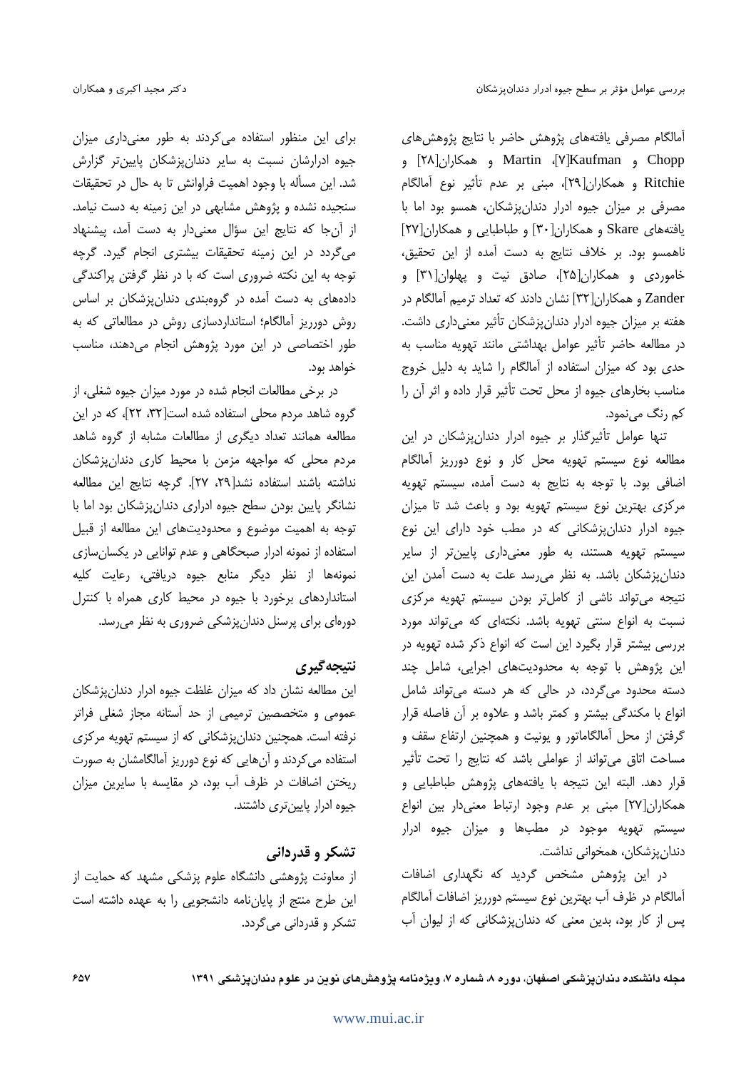آمالگام مصرفی یافته‌های پژوهش حاضر با نتایج پژوهش‌های Chopp و Kaufman[۷]، Martin و همکاران[۲۸] و Ritchie و همکاران[۲۹]، مبنی بر عدم تأثیر نوع آمالگام مصرفی بر میزان جیوه ادرار دندان‌پزشکان، همسو بود اما با یافته‌های Skare و همکاران[۳۰] و طباطبایی و همکاران[۲۷] ناهمسو بود. بر خلاف نتایج به دست آمده از این تحقیق، خاموردی و همکاران[۲۵]، صادق نیت و پهلوان[۳۱] و Zander و همکاران[۳۲] نشان دادند که تعداد ترمیم آمالگام در هفته بر میزان جیوه ادرار دندان‌پزشکان تأثیر معنی‌داری داشت. در مطالعه حاضر تأثیر عوامل بهداشتی مانند تهویه مناسب به حدی بود که میزان استفاده از آمالگام را شاید به دلیل خروج مناسب بخارهای جیوه از محل تحت تأثیر قرار داده و اثر آن را کم رنگ می‌نمود.

تنها عوامل تأثیرگذار بر جیوه ادرار دندان‌پزشکان در این مطالعه نوع سیستم تهویه محل کار و نوع دورریز آمالگام اضافی بود. با توجه به نتایج به دست آمده، سیستم تهویه مرکزی بهترین نوع سیستم تهویه بود و باعث شد تا میزان جیوه ادرار دندان‌پزشکانی که در مطب خود دارای این نوع سیستم تهویه هستند، به طور معنی‌داری پایین‌تر از سایر دندان‌پزشکان باشد. به نظر می‌رسد علت به دست آمدن این نتیجه می‌تواند ناشی از کامل‌تر بودن سیستم تهویه مرکزی نسبت به انواع سنتی تهویه باشد. نکته‌ای که می‌تواند مورد بررسی بیشتر قرار بگیرد این است که انواع ذکر شده تهویه در این پژوهش با توجه به محدودیت‌های اجرایی، شامل چند دسته محدود می‌گردد، در حالی که هر دسته می‌تواند شامل انواع با مکندگی بیشتر و کمتر باشد و علاوه بر آن فاصله قرار گرفتن از محل آمالگاماتور و یونیت و همچنین ارتفاع سقف و مساحت اتاق می‌تواند از عواملی باشد که نتایج را تحت تأثیر قرار دهد. البته این نتیجه با یافته‌های پژوهش طباطبایی و همکاران[۲۷] مبنی بر عدم وجود ارتباط معنی‌دار بین انواع سیستم تهویه موجود در مطب‌ها و میزان جیوه ادرار دندان‌پزشکان، همخوانی نداشت.

در این پژوهش مشخص گردید که نگهداری اضافات آمالگام در ظرف آب بهترین نوع سیستم دورریز اضافات آمالگام پس از کار بود، بدین معنی که دندان‌پزشکانی که از لیوان آب برای این منظور استفاده می‌کردند به طور معنی‌داری میزان جیوه ادرارشان نسبت به سایر دندان‌پزشکان پایین‌تر گزارش شد. این مسأله با وجود اهمیت فراوانش تا به حال در تحقیقات سنجیده نشده و پژوهش مشابهی در این زمینه به دست نیامد. از آن‌جا که نتایج این سؤال معنی‌دار به دست آمد، پیشنهاد می‌گردد در این زمینه تحقیقات بیشتری انجام گیرد. گرچه توجه به این نکته ضروری است که با در نظر گرفتن پراکندگی داده‌های به دست آمده در گروه‌بندی دندان‌پزشکان بر اساس روش دورریز آمالگام؛ استانداردسازی روش در مطالعاتی که به طور اختصاصی در این مورد پژوهش انجام می‌دهند، مناسب خواهد بود.

در برخی مطالعات انجام شده در مورد میزان جیوه شغلی، از گروه شاهد مردم محلی استفاده شده است[۳۲، ۲۲]، که در این مطالعه همانند تعداد دیگری از مطالعات مشابه از گروه شاهد مردم محلی که مواجهه مزمن با محیط کاری دندان‌پزشکان نداشته باشند استفاده نشد[۲۹، ۲۷]. گرچه نتایج این مطالعه نشانگر پایین بودن سطح جیوه ادراری دندان‌پزشکان بود اما با توجه به اهمیت موضوع و محدودیت‌های این مطالعه از قبیل استفاده از نمونه ادرار صبحگاهی و عدم توانایی در یکسان‌سازی نمونه‌ها از نظر دیگر منابع جیوه دریافتی، رعایت کلیه استانداردهای برخورد با جیوه در محیط کاری همراه با کنترل دوره‌ای برای پرسنل دندان‌پزشکی ضروری به نظر می‌رسد.

## نتیجه‌گیری

این مطالعه نشان داد که میزان غلظت جیوه ادرار دندان‌پزشکان عمومی و متخصصین ترمیمی از حد آستانه مجاز شغلی فراتر نرفته است. همچنین دندان‌پزشکانی که از سیستم تهویه مرکزی استفاده می‌کردند و آن‌هایی که نوع دورریز آمالگامشان به صورت ریختن اضافات در ظرف آب بود، در مقایسه با سایرین میزان جیوه ادرار پایین‌تری داشتند.

## تشکر و قدردانی

از معاونت پژوهشی دانشگاه علوم پزشکی مشهد که حمایت از این طرح منتج از پایان‌نامه دانشجویی را به عهده داشته است تشکر و قدردانی می‌گردد.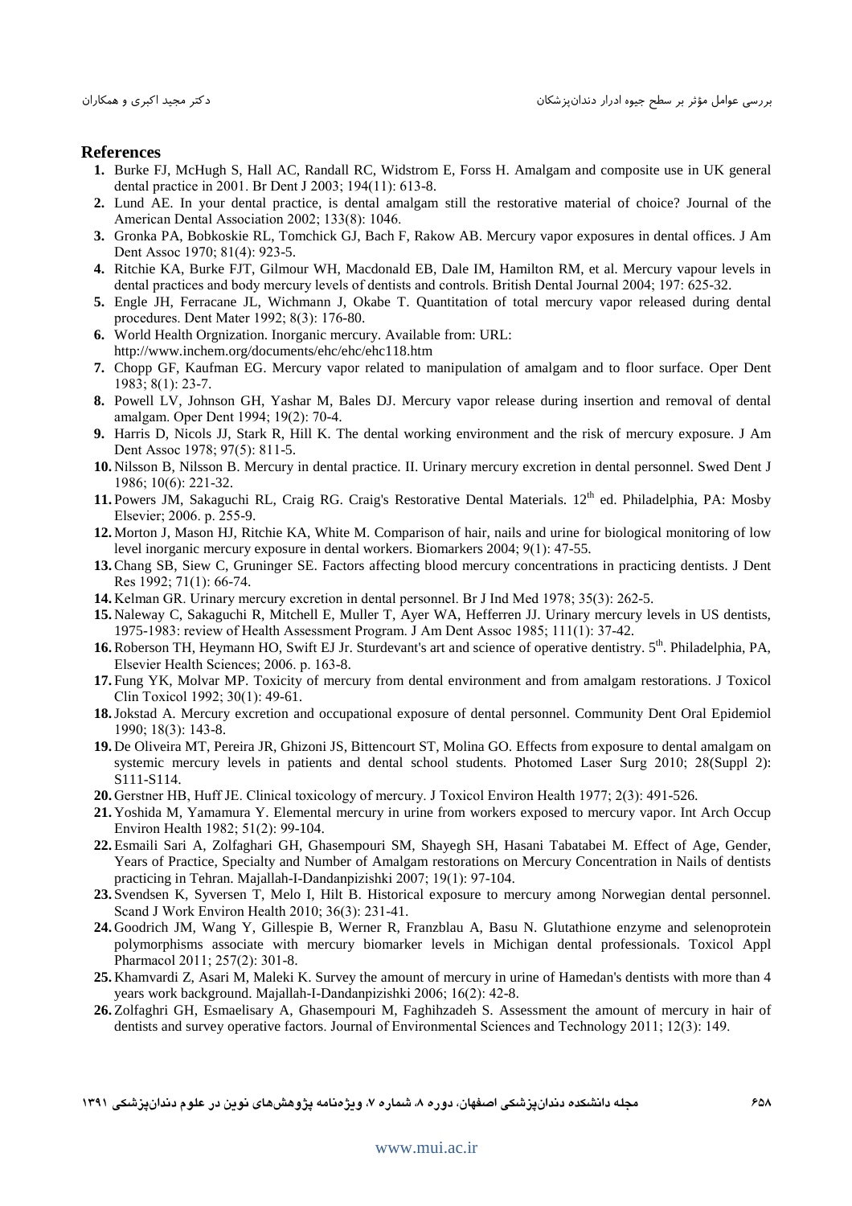## References

1. Burke FJ, McHugh S, Hall AC, Randall RC, Widstrom E, Forss H. Amalgam and composite use in UK general dental practice in 2001. Br Dent J 2003; 194(11): 613-8.
2. Lund AE. In your dental practice, is dental amalgam still the restorative material of choice? Journal of the American Dental Association 2002; 133(8): 1046.
3. Gronka PA, Bobkoskie RL, Tomchick GJ, Bach F, Rakow AB. Mercury vapor exposures in dental offices. J Am Dent Assoc 1970; 81(4): 923-5.
4. Ritchie KA, Burke FJT, Gilmour WH, Macdonald EB, Dale IM, Hamilton RM, et al. Mercury vapour levels in dental practices and body mercury levels of dentists and controls. British Dental Journal 2004; 197: 625-32.
5. Engle JH, Ferracane JL, Wichmann J, Okabe T. Quantitation of total mercury vapor released during dental procedures. Dent Mater 1992; 8(3): 176-80.
6. World Health Orgnization. Inorganic mercury. Available from: URL: http://www.inchem.org/documents/ehc/ehc/ehc118.htm
7. Chopp GF, Kaufman EG. Mercury vapor related to manipulation of amalgam and to floor surface. Oper Dent 1983; 8(1): 23-7.
8. Powell LV, Johnson GH, Yashar M, Bales DJ. Mercury vapor release during insertion and removal of dental amalgam. Oper Dent 1994; 19(2): 70-4.
9. Harris D, Nicols JJ, Stark R, Hill K. The dental working environment and the risk of mercury exposure. J Am Dent Assoc 1978; 97(5): 811-5.
10. Nilsson B, Nilsson B. Mercury in dental practice. II. Urinary mercury excretion in dental personnel. Swed Dent J 1986; 10(6): 221-32.
11. Powers JM, Sakaguchi RL, Craig RG. Craig's Restorative Dental Materials. 12th ed. Philadelphia, PA: Mosby Elsevier; 2006. p. 255-9.
12. Morton J, Mason HJ, Ritchie KA, White M. Comparison of hair, nails and urine for biological monitoring of low level inorganic mercury exposure in dental workers. Biomarkers 2004; 9(1): 47-55.
13. Chang SB, Siew C, Gruninger SE. Factors affecting blood mercury concentrations in practicing dentists. J Dent Res 1992; 71(1): 66-74.
14. Kelman GR. Urinary mercury excretion in dental personnel. Br J Ind Med 1978; 35(3): 262-5.
15. Naleway C, Sakaguchi R, Mitchell E, Muller T, Ayer WA, Hefferren JJ. Urinary mercury levels in US dentists, 1975-1983: review of Health Assessment Program. J Am Dent Assoc 1985; 111(1): 37-42.
16. Roberson TH, Heymann HO, Swift EJ Jr. Sturdevant's art and science of operative dentistry. 5th. Philadelphia, PA, Elsevier Health Sciences; 2006. p. 163-8.
17. Fung YK, Molvar MP. Toxicity of mercury from dental environment and from amalgam restorations. J Toxicol Clin Toxicol 1992; 30(1): 49-61.
18. Jokstad A. Mercury excretion and occupational exposure of dental personnel. Community Dent Oral Epidemiol 1990; 18(3): 143-8.
19. De Oliveira MT, Pereira JR, Ghizoni JS, Bittencourt ST, Molina GO. Effects from exposure to dental amalgam on systemic mercury levels in patients and dental school students. Photomed Laser Surg 2010; 28(Suppl 2): S111-S114.
20. Gerstner HB, Huff JE. Clinical toxicology of mercury. J Toxicol Environ Health 1977; 2(3): 491-526.
21. Yoshida M, Yamamura Y. Elemental mercury in urine from workers exposed to mercury vapor. Int Arch Occup Environ Health 1982; 51(2): 99-104.
22. Esmaili Sari A, Zolfaghari GH, Ghasempouri SM, Shayegh SH, Hasani Tabatabei M. Effect of Age, Gender, Years of Practice, Specialty and Number of Amalgam restorations on Mercury Concentration in Nails of dentists practicing in Tehran. Majallah-I-Dandanpizishki 2007; 19(1): 97-104.
23. Svendsen K, Syversen T, Melo I, Hilt B. Historical exposure to mercury among Norwegian dental personnel. Scand J Work Environ Health 2010; 36(3): 231-41.
24. Goodrich JM, Wang Y, Gillespie B, Werner R, Franzblau A, Basu N. Glutathione enzyme and selenoprotein polymorphisms associate with mercury biomarker levels in Michigan dental professionals. Toxicol Appl Pharmacol 2011; 257(2): 301-8.
25. Khamvardi Z, Asari M, Maleki K. Survey the amount of mercury in urine of Hamedan's dentists with more than 4 years work background. Majallah-I-Dandanpizishki 2006; 16(2): 42-8.
26. Zolfaghri GH, Esmaelisary A, Ghasempouri M, Faghihzadeh S. Assessment the amount of mercury in hair of dentists and survey operative factors. Journal of Environmental Sciences and Technology 2011; 12(3): 149.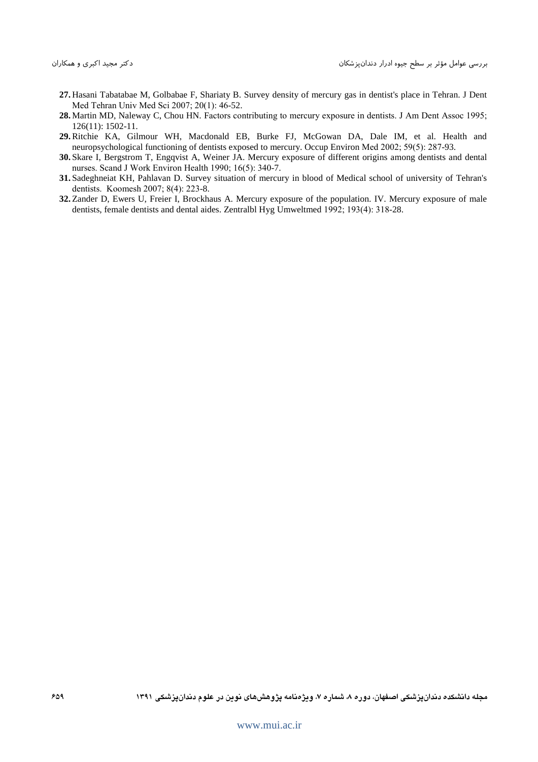27. Hasani Tabatabae M, Golbabae F, Shariaty B. Survey density of mercury gas in dentist's place in Tehran. J Dent Med Tehran Univ Med Sci 2007; 20(1): 46-52.
28. Martin MD, Naleway C, Chou HN. Factors contributing to mercury exposure in dentists. J Am Dent Assoc 1995; 126(11): 1502-11.
29. Ritchie KA, Gilmour WH, Macdonald EB, Burke FJ, McGowan DA, Dale IM, et al. Health and neuropsychological functioning of dentists exposed to mercury. Occup Environ Med 2002; 59(5): 287-93.
30. Skare I, Bergstrom T, Engqvist A, Weiner JA. Mercury exposure of different origins among dentists and dental nurses. Scand J Work Environ Health 1990; 16(5): 340-7.
31. Sadeghneiat KH, Pahlavan D. Survey situation of mercury in blood of Medical school of university of Tehran's dentists. Koomesh 2007; 8(4): 223-8.
32. Zander D, Ewers U, Freier I, Brockhaus A. Mercury exposure of the population. IV. Mercury exposure of male dentists, female dentists and dental aides. Zentralbl Hyg Umweltmed 1992; 193(4): 318-28.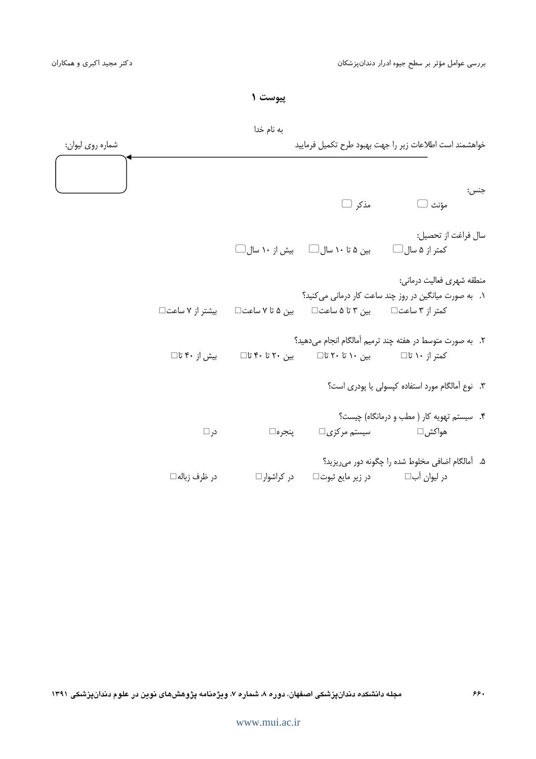## پیوست ۱

به نام خدا

خواهشمند است اطلاعات زیر را جهت بهبود طرح تکمیل فرمایید

شماره روی لیوان:

جنس:

مؤنث ☐ مذکر ☐

سال فراغت از تحصیل:

کمتر از ۵ سال☐ بین ۵ تا ۱۰ سال☐ بیش از ۱۰ سال☐

منطقه شهری فعالیت درمانی:

۱. به صورت میانگین در روز چند ساعت کار درمانی می‌کنید؟

کمتر از ۳ ساعت☐ بین ۳ تا ۵ ساعت☐ بین ۵ تا ۷ ساعت☐ بیشتر از ۷ ساعت☐

۲. به صورت متوسط در هفته چند ترمیم آمالگام انجام می‌دهید؟

کمتر از ۱۰ تا☐ بین ۱۰ تا ۲۰ تا☐ بین ۲۰ تا ۴۰ تا☐ بیش از ۴۰ تا☐

۳. نوع آمالگام مورد استفاده کپسولی یا پودری است؟

۴. سیستم تهویه کار ( مطب و درمانگاه) چیست؟

هواکش☐ سیستم مرکزی☐ پنجره☐ در☐

۵. آمالگام اضافی مخلوط شده را چگونه دور می‌ریزید؟

در لیوان آب☐ در زیر مایع ثبوت☐ در کراشوار☐ در ظرف زباله☐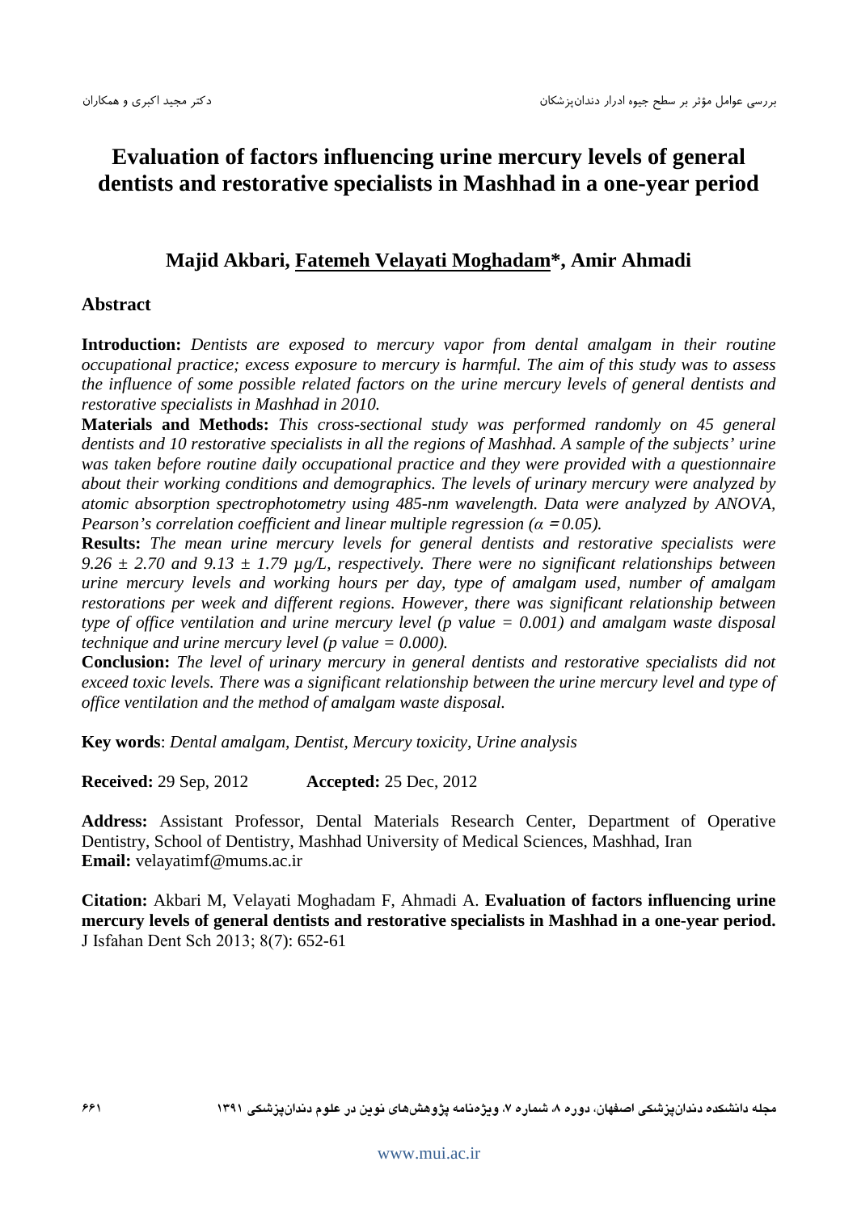# Evaluation of factors influencing urine mercury levels of general dentists and restorative specialists in Mashhad in a one-year period

## Majid Akbari, Fatemeh Velayati Moghadam*, Amir Ahmadi

## Abstract

**Introduction:** *Dentists are exposed to mercury vapor from dental amalgam in their routine occupational practice; excess exposure to mercury is harmful. The aim of this study was to assess the influence of some possible related factors on the urine mercury levels of general dentists and restorative specialists in Mashhad in 2010.*

**Materials and Methods:** *This cross-sectional study was performed randomly on 45 general dentists and 10 restorative specialists in all the regions of Mashhad. A sample of the subjects' urine was taken before routine daily occupational practice and they were provided with a questionnaire about their working conditions and demographics. The levels of urinary mercury were analyzed by atomic absorption spectrophotometry using 485-nm wavelength. Data were analyzed by ANOVA, Pearson's correlation coefficient and linear multiple regression ($\alpha = 0.05$).*

**Results:** *The mean urine mercury levels for general dentists and restorative specialists were $9.26 \pm 2.70$ and $9.13 \pm 1.79$ µg/L, respectively. There were no significant relationships between urine mercury levels and working hours per day, type of amalgam used, number of amalgam restorations per week and different regions. However, there was significant relationship between type of office ventilation and urine mercury level (p value = 0.001) and amalgam waste disposal technique and urine mercury level (p value = 0.000).*

**Conclusion:** *The level of urinary mercury in general dentists and restorative specialists did not exceed toxic levels. There was a significant relationship between the urine mercury level and type of office ventilation and the method of amalgam waste disposal.*

**Key words**: *Dental amalgam, Dentist, Mercury toxicity, Urine analysis*

**Received:** 29 Sep, 2012 **Accepted:** 25 Dec, 2012

**Address:** Assistant Professor, Dental Materials Research Center, Department of Operative Dentistry, School of Dentistry, Mashhad University of Medical Sciences, Mashhad, Iran
**Email:** velayatimf@mums.ac.ir

**Citation:** Akbari M, Velayati Moghadam F, Ahmadi A. **Evaluation of factors influencing urine mercury levels of general dentists and restorative specialists in Mashhad in a one-year period.** J Isfahan Dent Sch 2013; 8(7): 652-61